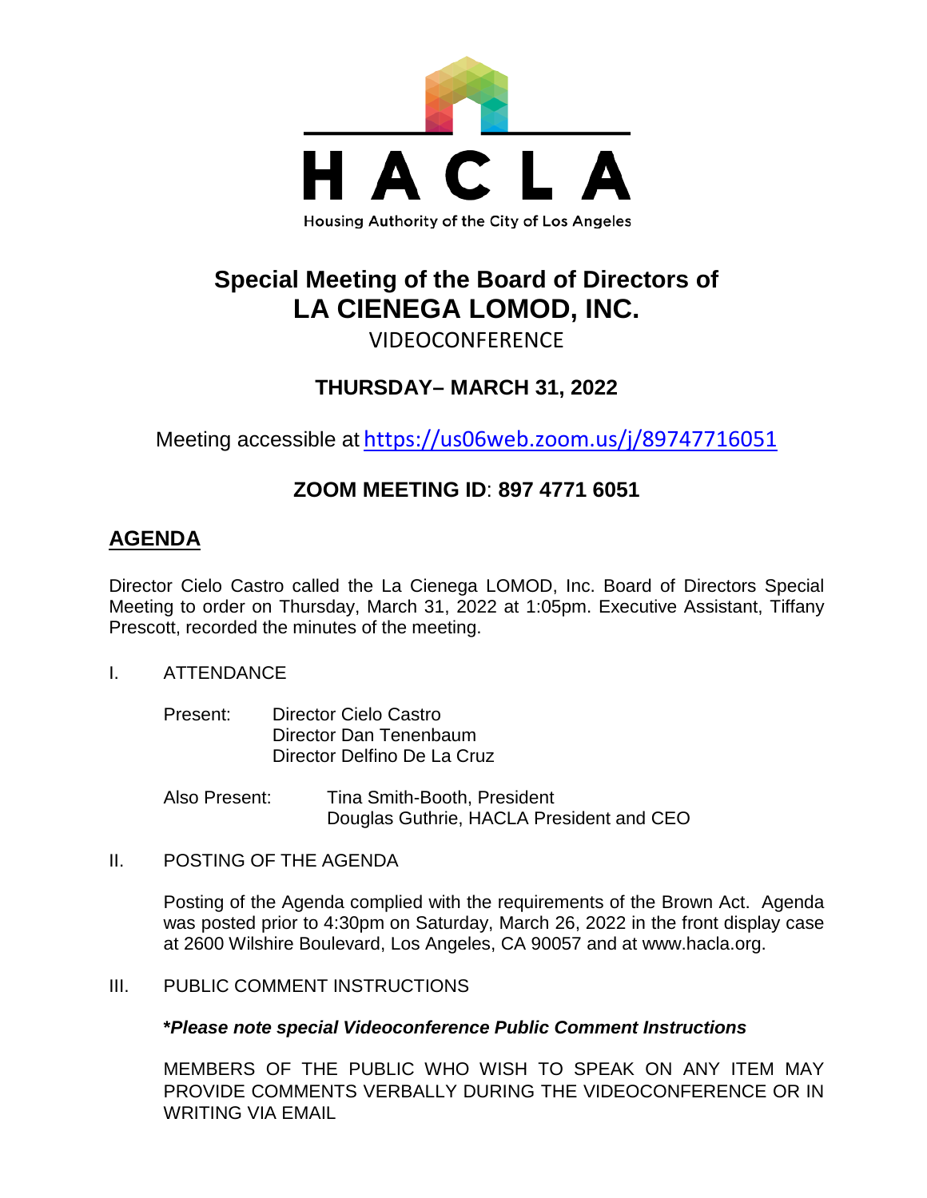HACLA

Housing Authority of the City of Los Angeles

# Special Meeting of the Board of Directors of
# LA CIENEGA LOMOD, INC.

VIDEOCONFERENCE

## THURSDAY– MARCH 31, 2022

Meeting accessible at https://us06web.zoom.us/j/89747716051

## ZOOM MEETING ID: 897 4771 6051

## AGENDA

Director Cielo Castro called the La Cienega LOMOD, Inc. Board of Directors Special Meeting to order on Thursday, March 31, 2022 at 1:05pm. Executive Assistant, Tiffany Prescott, recorded the minutes of the meeting.

I. ATTENDANCE

Present: Director Cielo Castro
Director Dan Tenenbaum
Director Delfino De La Cruz

Also Present: Tina Smith-Booth, President
Douglas Guthrie, HACLA President and CEO

II. POSTING OF THE AGENDA

Posting of the Agenda complied with the requirements of the Brown Act. Agenda was posted prior to 4:30pm on Saturday, March 26, 2022 in the front display case at 2600 Wilshire Boulevard, Los Angeles, CA 90057 and at www.hacla.org.

III. PUBLIC COMMENT INSTRUCTIONS

***Please note special Videoconference Public Comment Instructions***

MEMBERS OF THE PUBLIC WHO WISH TO SPEAK ON ANY ITEM MAY PROVIDE COMMENTS VERBALLY DURING THE VIDEOCONFERENCE OR IN WRITING VIA EMAIL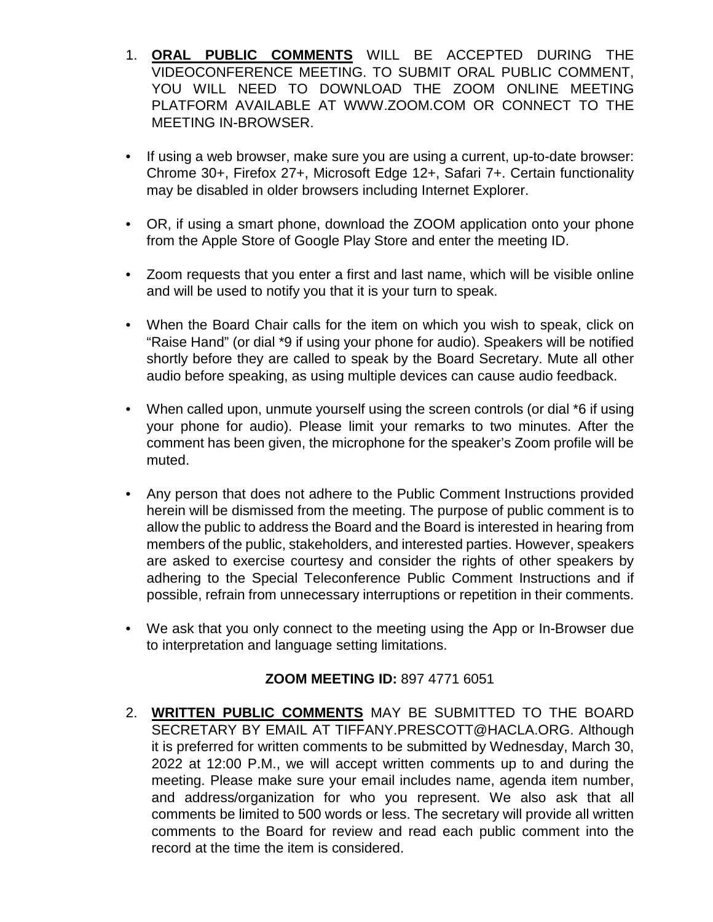1. **<u>ORAL PUBLIC COMMENTS</u>** WILL BE ACCEPTED DURING THE VIDEOCONFERENCE MEETING. TO SUBMIT ORAL PUBLIC COMMENT, YOU WILL NEED TO DOWNLOAD THE ZOOM ONLINE MEETING PLATFORM AVAILABLE AT WWW.ZOOM.COM OR CONNECT TO THE MEETING IN-BROWSER.

- If using a web browser, make sure you are using a current, up-to-date browser: Chrome 30+, Firefox 27+, Microsoft Edge 12+, Safari 7+. Certain functionality may be disabled in older browsers including Internet Explorer.

- OR, if using a smart phone, download the ZOOM application onto your phone from the Apple Store of Google Play Store and enter the meeting ID.

- Zoom requests that you enter a first and last name, which will be visible online and will be used to notify you that it is your turn to speak.

- When the Board Chair calls for the item on which you wish to speak, click on "Raise Hand" (or dial *9 if using your phone for audio). Speakers will be notified shortly before they are called to speak by the Board Secretary. Mute all other audio before speaking, as using multiple devices can cause audio feedback.

- When called upon, unmute yourself using the screen controls (or dial *6 if using your phone for audio). Please limit your remarks to two minutes. After the comment has been given, the microphone for the speaker's Zoom profile will be muted.

- Any person that does not adhere to the Public Comment Instructions provided herein will be dismissed from the meeting. The purpose of public comment is to allow the public to address the Board and the Board is interested in hearing from members of the public, stakeholders, and interested parties. However, speakers are asked to exercise courtesy and consider the rights of other speakers by adhering to the Special Teleconference Public Comment Instructions and if possible, refrain from unnecessary interruptions or repetition in their comments.

- We ask that you only connect to the meeting using the App or In-Browser due to interpretation and language setting limitations.

**ZOOM MEETING ID:** 897 4771 6051

2. **<u>WRITTEN PUBLIC COMMENTS</u>** MAY BE SUBMITTED TO THE BOARD SECRETARY BY EMAIL AT TIFFANY.PRESCOTT@HACLA.ORG. Although it is preferred for written comments to be submitted by Wednesday, March 30, 2022 at 12:00 P.M., we will accept written comments up to and during the meeting. Please make sure your email includes name, agenda item number, and address/organization for who you represent. We also ask that all comments be limited to 500 words or less. The secretary will provide all written comments to the Board for review and read each public comment into the record at the time the item is considered.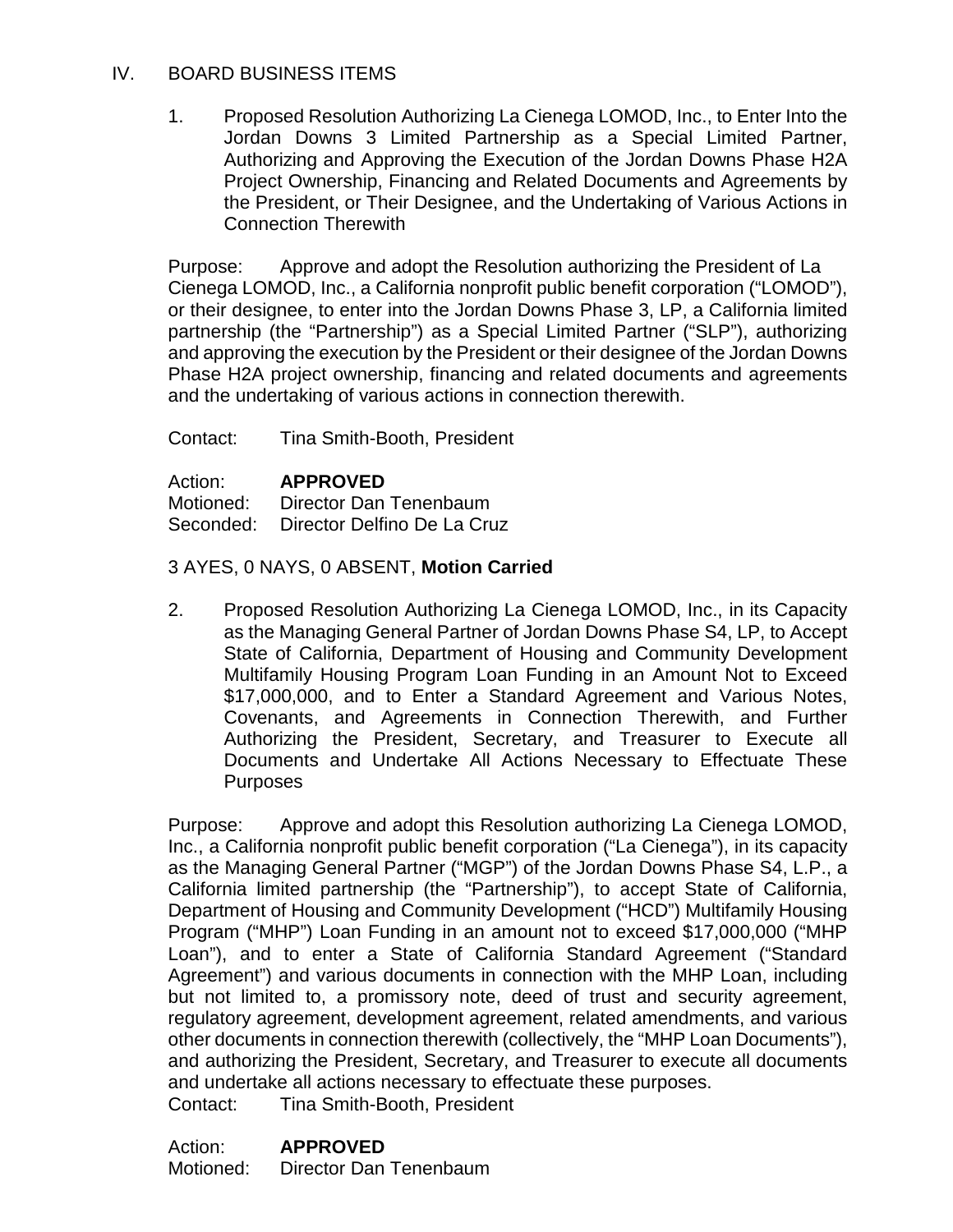## IV. BOARD BUSINESS ITEMS

1. Proposed Resolution Authorizing La Cienega LOMOD, Inc., to Enter Into the Jordan Downs 3 Limited Partnership as a Special Limited Partner, Authorizing and Approving the Execution of the Jordan Downs Phase H2A Project Ownership, Financing and Related Documents and Agreements by the President, or Their Designee, and the Undertaking of Various Actions in Connection Therewith

Purpose: Approve and adopt the Resolution authorizing the President of La Cienega LOMOD, Inc., a California nonprofit public benefit corporation ("LOMOD"), or their designee, to enter into the Jordan Downs Phase 3, LP, a California limited partnership (the "Partnership") as a Special Limited Partner ("SLP"), authorizing and approving the execution by the President or their designee of the Jordan Downs Phase H2A project ownership, financing and related documents and agreements and the undertaking of various actions in connection therewith.

Contact: Tina Smith-Booth, President

Action: **APPROVED**
Motioned: Director Dan Tenenbaum
Seconded: Director Delfino De La Cruz

3 AYES, 0 NAYS, 0 ABSENT, **Motion Carried**

2. Proposed Resolution Authorizing La Cienega LOMOD, Inc., in its Capacity as the Managing General Partner of Jordan Downs Phase S4, LP, to Accept State of California, Department of Housing and Community Development Multifamily Housing Program Loan Funding in an Amount Not to Exceed $17,000,000, and to Enter a Standard Agreement and Various Notes, Covenants, and Agreements in Connection Therewith, and Further Authorizing the President, Secretary, and Treasurer to Execute all Documents and Undertake All Actions Necessary to Effectuate These Purposes

Purpose: Approve and adopt this Resolution authorizing La Cienega LOMOD, Inc., a California nonprofit public benefit corporation ("La Cienega"), in its capacity as the Managing General Partner ("MGP") of the Jordan Downs Phase S4, L.P., a California limited partnership (the "Partnership"), to accept State of California, Department of Housing and Community Development ("HCD") Multifamily Housing Program ("MHP") Loan Funding in an amount not to exceed $17,000,000 ("MHP Loan"), and to enter a State of California Standard Agreement ("Standard Agreement") and various documents in connection with the MHP Loan, including but not limited to, a promissory note, deed of trust and security agreement, regulatory agreement, development agreement, related amendments, and various other documents in connection therewith (collectively, the "MHP Loan Documents"), and authorizing the President, Secretary, and Treasurer to execute all documents and undertake all actions necessary to effectuate these purposes.
Contact: Tina Smith-Booth, President

Action: **APPROVED**
Motioned: Director Dan Tenenbaum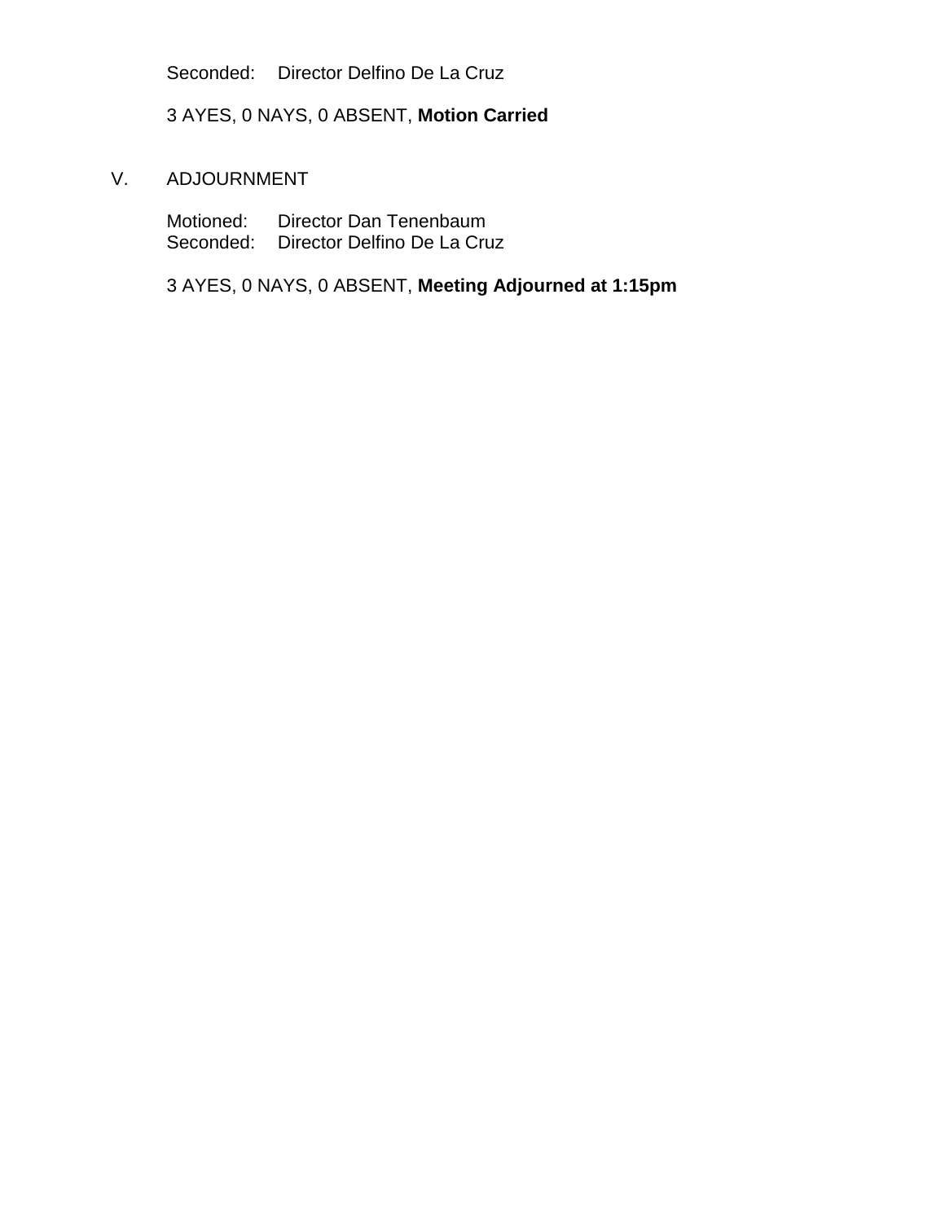Seconded: Director Delfino De La Cruz

3 AYES, 0 NAYS, 0 ABSENT, **Motion Carried**

## V. ADJOURNMENT

Motioned: Director Dan Tenenbaum
Seconded: Director Delfino De La Cruz

3 AYES, 0 NAYS, 0 ABSENT, **Meeting Adjourned at 1:15pm**